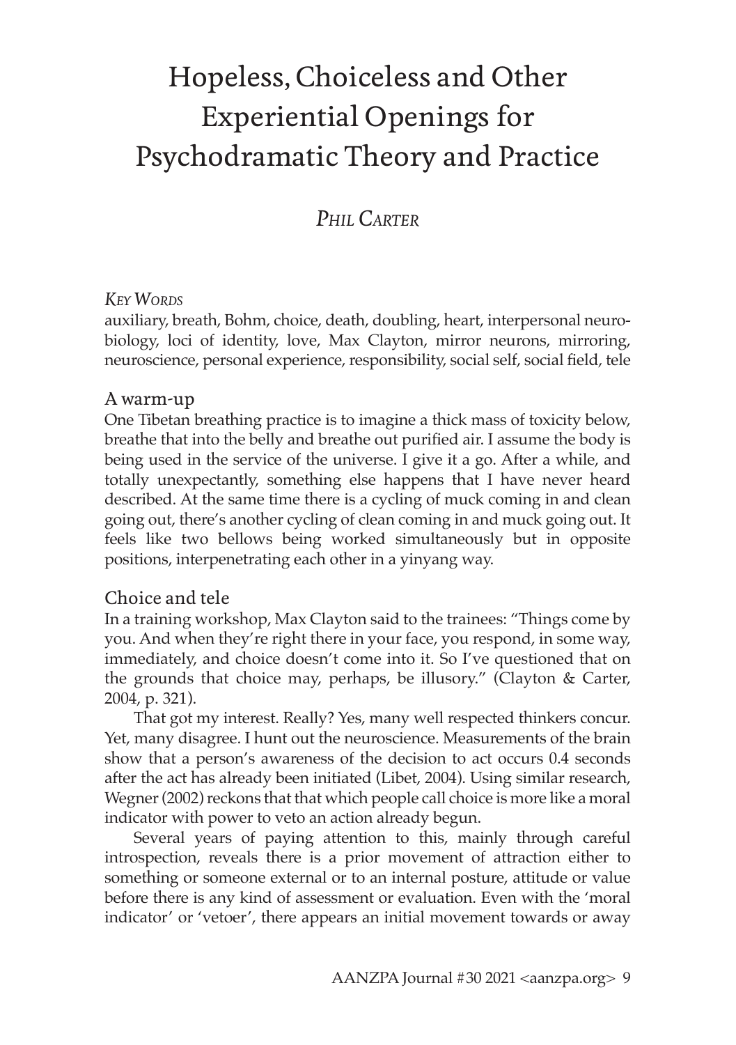# Hopeless, Choiceless and Other Experiential Openings for Psychodramatic Theory and Practice

## *Phil Carter*

*Key Words*

auxiliary, breath, Bohm, choice, death, doubling, heart, interpersonal neurobiology, loci of identity, love, Max Clayton, mirror neurons, mirroring, neuroscience, personal experience, responsibility, social self, social field, tele

### A warm-up

One Tibetan breathing practice is to imagine a thick mass of toxicity below, breathe that into the belly and breathe out purified air. I assume the body is being used in the service of the universe. I give it a go. After a while, and totally unexpectantly, something else happens that I have never heard described. At the same time there is a cycling of muck coming in and clean going out, there's another cycling of clean coming in and muck going out. It feels like two bellows being worked simultaneously but in opposite positions, interpenetrating each other in a yinyang way.

### Choice and tele

In a training workshop, Max Clayton said to the trainees: "Things come by you. And when they're right there in your face, you respond, in some way, immediately, and choice doesn't come into it. So I've questioned that on the grounds that choice may, perhaps, be illusory." (Clayton & Carter, 2004, p. 321).

That got my interest. Really? Yes, many well respected thinkers concur. Yet, many disagree. I hunt out the neuroscience. Measurements of the brain show that a person's awareness of the decision to act occurs 0.4 seconds after the act has already been initiated (Libet, 2004). Using similar research, Wegner (2002) reckons that that which people call choice is more like a moral indicator with power to veto an action already begun.

Several years of paying attention to this, mainly through careful introspection, reveals there is a prior movement of attraction either to something or someone external or to an internal posture, attitude or value before there is any kind of assessment or evaluation. Even with the 'moral indicator' or 'vetoer', there appears an initial movement towards or away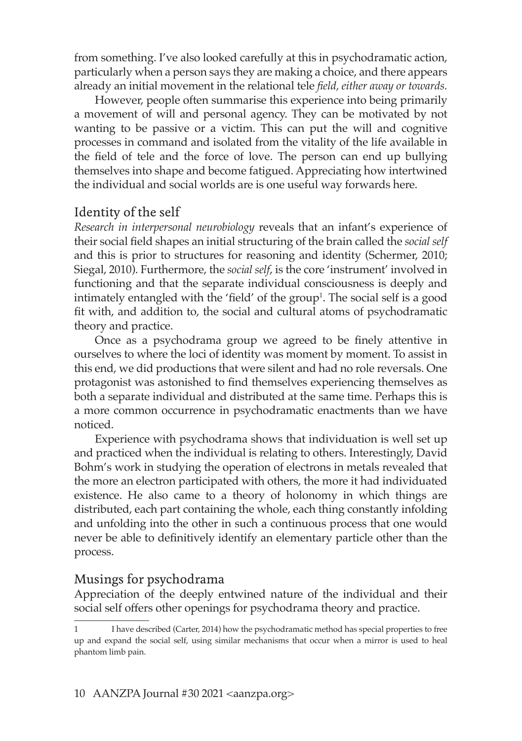from something. I've also looked carefully at this in psychodramatic action, particularly when a person says they are making a choice, and there appears already an initial movement in the relational tele *field, either away or towards.*

However, people often summarise this experience into being primarily a movement of will and personal agency. They can be motivated by not wanting to be passive or a victim. This can put the will and cognitive processes in command and isolated from the vitality of the life available in the field of tele and the force of love. The person can end up bullying themselves into shape and become fatigued. Appreciating how intertwined the individual and social worlds are is one useful way forwards here.

## Identity of the self

*Research in interpersonal neurobiology* reveals that an infant's experience of their social field shapes an initial structuring of the brain called the *social self* and this is prior to structures for reasoning and identity (Schermer, 2010; Siegal, 2010). Furthermore, the *social self*, is the core 'instrument' involved in functioning and that the separate individual consciousness is deeply and intimately entangled with the 'field' of the group[1]. The social self is a good fit with, and addition to, the social and cultural atoms of psychodramatic theory and practice.

Once as a psychodrama group we agreed to be finely attentive in ourselves to where the loci of identity was moment by moment. To assist in this end, we did productions that were silent and had no role reversals. One protagonist was astonished to find themselves experiencing themselves as both a separate individual and distributed at the same time. Perhaps this is a more common occurrence in psychodramatic enactments than we have noticed.

Experience with psychodrama shows that individuation is well set up and practiced when the individual is relating to others. Interestingly, David Bohm's work in studying the operation of electrons in metals revealed that the more an electron participated with others, the more it had individuated existence. He also came to a theory of holonomy in which things are distributed, each part containing the whole, each thing constantly infolding and unfolding into the other in such a continuous process that one would never be able to definitively identify an elementary particle other than the process.

## Musings for psychodrama

Appreciation of the deeply entwined nature of the individual and their social self offers other openings for psychodrama theory and practice.

---

[1] I have described (Carter, 2014) how the psychodramatic method has special properties to free up and expand the social self, using similar mechanisms that occur when a mirror is used to heal phantom limb pain.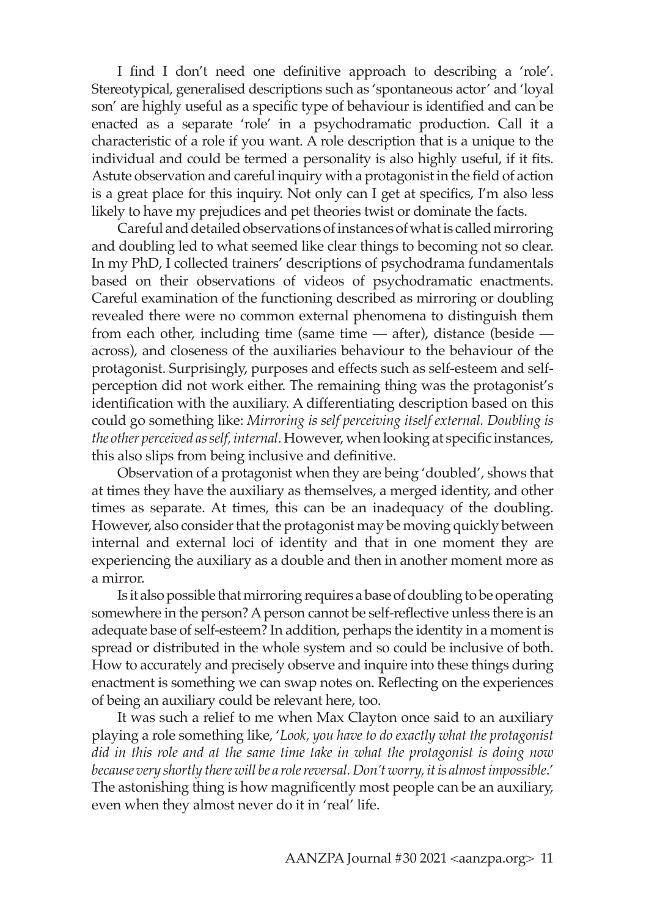I find I don't need one definitive approach to describing a 'role'. Stereotypical, generalised descriptions such as 'spontaneous actor' and 'loyal son' are highly useful as a specific type of behaviour is identified and can be enacted as a separate 'role' in a psychodramatic production. Call it a characteristic of a role if you want. A role description that is a unique to the individual and could be termed a personality is also highly useful, if it fits. Astute observation and careful inquiry with a protagonist in the field of action is a great place for this inquiry. Not only can I get at specifics, I'm also less likely to have my prejudices and pet theories twist or dominate the facts.

Careful and detailed observations of instances of what is called mirroring and doubling led to what seemed like clear things to becoming not so clear. In my PhD, I collected trainers' descriptions of psychodrama fundamentals based on their observations of videos of psychodramatic enactments. Careful examination of the functioning described as mirroring or doubling revealed there were no common external phenomena to distinguish them from each other, including time (same time — after), distance (beside — across), and closeness of the auxiliaries behaviour to the behaviour of the protagonist. Surprisingly, purposes and effects such as self-esteem and self-perception did not work either. The remaining thing was the protagonist's identification with the auxiliary. A differentiating description based on this could go something like: *Mirroring is self perceiving itself external. Doubling is the other perceived as self, internal*. However, when looking at specific instances, this also slips from being inclusive and definitive.

Observation of a protagonist when they are being 'doubled', shows that at times they have the auxiliary as themselves, a merged identity, and other times as separate. At times, this can be an inadequacy of the doubling. However, also consider that the protagonist may be moving quickly between internal and external loci of identity and that in one moment they are experiencing the auxiliary as a double and then in another moment more as a mirror.

Is it also possible that mirroring requires a base of doubling to be operating somewhere in the person? A person cannot be self-reflective unless there is an adequate base of self-esteem? In addition, perhaps the identity in a moment is spread or distributed in the whole system and so could be inclusive of both. How to accurately and precisely observe and inquire into these things during enactment is something we can swap notes on. Reflecting on the experiences of being an auxiliary could be relevant here, too.

It was such a relief to me when Max Clayton once said to an auxiliary playing a role something like, '*Look, you have to do exactly what the protagonist did in this role and at the same time take in what the protagonist is doing now because very shortly there will be a role reversal. Don't worry, it is almost impossible*.' The astonishing thing is how magnificently most people can be an auxiliary, even when they almost never do it in 'real' life.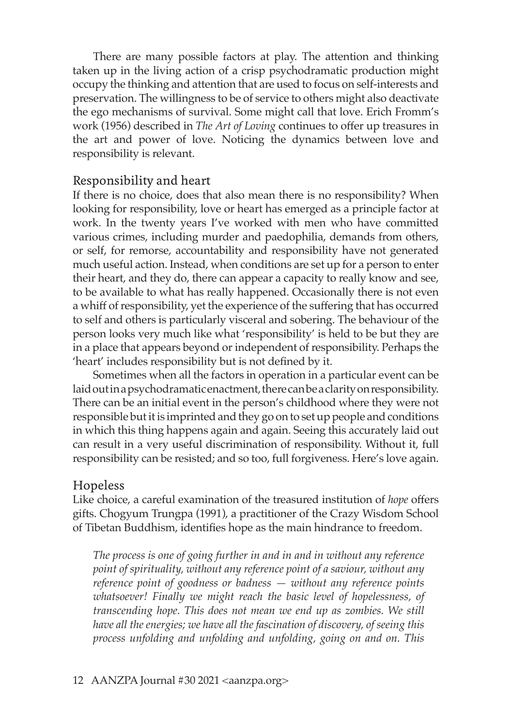There are many possible factors at play. The attention and thinking taken up in the living action of a crisp psychodramatic production might occupy the thinking and attention that are used to focus on self-interests and preservation. The willingness to be of service to others might also deactivate the ego mechanisms of survival. Some might call that love. Erich Fromm's work (1956) described in *The Art of Loving* continues to offer up treasures in the art and power of love. Noticing the dynamics between love and responsibility is relevant.

## Responsibility and heart

If there is no choice, does that also mean there is no responsibility? When looking for responsibility, love or heart has emerged as a principle factor at work. In the twenty years I've worked with men who have committed various crimes, including murder and paedophilia, demands from others, or self, for remorse, accountability and responsibility have not generated much useful action. Instead, when conditions are set up for a person to enter their heart, and they do, there can appear a capacity to really know and see, to be available to what has really happened. Occasionally there is not even a whiff of responsibility, yet the experience of the suffering that has occurred to self and others is particularly visceral and sobering. The behaviour of the person looks very much like what 'responsibility' is held to be but they are in a place that appears beyond or independent of responsibility. Perhaps the 'heart' includes responsibility but is not defined by it.

Sometimes when all the factors in operation in a particular event can be laid out in a psychodramatic enactment, there can be a clarity on responsibility. There can be an initial event in the person's childhood where they were not responsible but it is imprinted and they go on to set up people and conditions in which this thing happens again and again. Seeing this accurately laid out can result in a very useful discrimination of responsibility. Without it, full responsibility can be resisted; and so too, full forgiveness. Here's love again.

## Hopeless

Like choice, a careful examination of the treasured institution of *hope* offers gifts. Chogyum Trungpa (1991), a practitioner of the Crazy Wisdom School of Tibetan Buddhism, identifies hope as the main hindrance to freedom.

> *The process is one of going further in and in and in without any reference point of spirituality, without any reference point of a saviour, without any reference point of goodness or badness — without any reference points whatsoever! Finally we might reach the basic level of hopelessness, of transcending hope. This does not mean we end up as zombies. We still have all the energies; we have all the fascination of discovery, of seeing this process unfolding and unfolding and unfolding, going on and on. This*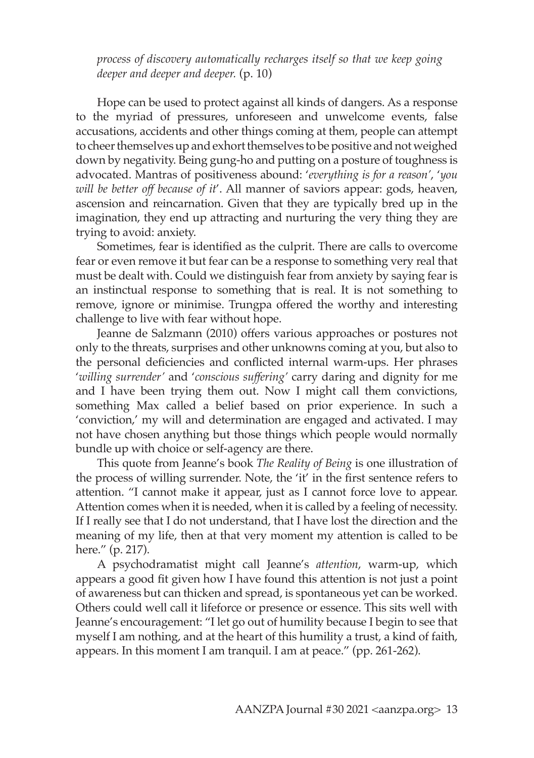*process of discovery automatically recharges itself so that we keep going deeper and deeper and deeper.* (p. 10)

Hope can be used to protect against all kinds of dangers. As a response to the myriad of pressures, unforeseen and unwelcome events, false accusations, accidents and other things coming at them, people can attempt to cheer themselves up and exhort themselves to be positive and not weighed down by negativity. Being gung-ho and putting on a posture of toughness is advocated. Mantras of positiveness abound: '*everything is for a reason'*, '*you will be better off because of it*'. All manner of saviors appear: gods, heaven, ascension and reincarnation. Given that they are typically bred up in the imagination, they end up attracting and nurturing the very thing they are trying to avoid: anxiety.

Sometimes, fear is identified as the culprit. There are calls to overcome fear or even remove it but fear can be a response to something very real that must be dealt with. Could we distinguish fear from anxiety by saying fear is an instinctual response to something that is real. It is not something to remove, ignore or minimise. Trungpa offered the worthy and interesting challenge to live with fear without hope.

Jeanne de Salzmann (2010) offers various approaches or postures not only to the threats, surprises and other unknowns coming at you, but also to the personal deficiencies and conflicted internal warm-ups. Her phrases '*willing surrender'* and '*conscious suffering'* carry daring and dignity for me and I have been trying them out. Now I might call them convictions, something Max called a belief based on prior experience. In such a 'conviction,' my will and determination are engaged and activated. I may not have chosen anything but those things which people would normally bundle up with choice or self-agency are there.

This quote from Jeanne's book *The Reality of Being* is one illustration of the process of willing surrender. Note, the 'it' in the first sentence refers to attention. "I cannot make it appear, just as I cannot force love to appear. Attention comes when it is needed, when it is called by a feeling of necessity. If I really see that I do not understand, that I have lost the direction and the meaning of my life, then at that very moment my attention is called to be here." (p. 217).

A psychodramatist might call Jeanne's *attention*, warm-up, which appears a good fit given how I have found this attention is not just a point of awareness but can thicken and spread, is spontaneous yet can be worked. Others could well call it lifeforce or presence or essence. This sits well with Jeanne's encouragement: "I let go out of humility because I begin to see that myself I am nothing, and at the heart of this humility a trust, a kind of faith, appears. In this moment I am tranquil. I am at peace." (pp. 261-262).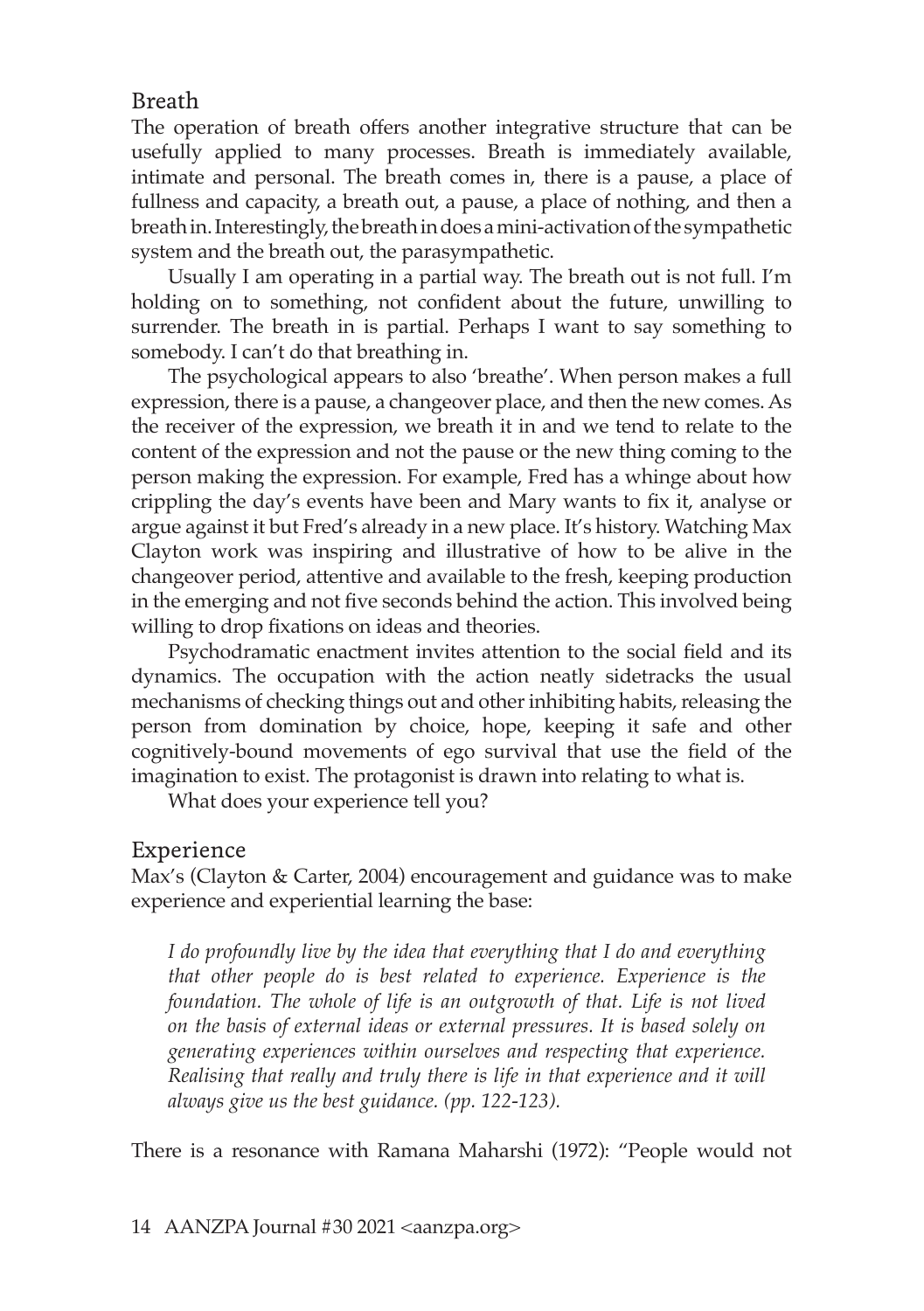## Breath

The operation of breath offers another integrative structure that can be usefully applied to many processes. Breath is immediately available, intimate and personal. The breath comes in, there is a pause, a place of fullness and capacity, a breath out, a pause, a place of nothing, and then a breath in. Interestingly, the breath in does a mini-activation of the sympathetic system and the breath out, the parasympathetic.

Usually I am operating in a partial way. The breath out is not full. I'm holding on to something, not confident about the future, unwilling to surrender. The breath in is partial. Perhaps I want to say something to somebody. I can't do that breathing in.

The psychological appears to also 'breathe'. When person makes a full expression, there is a pause, a changeover place, and then the new comes. As the receiver of the expression, we breath it in and we tend to relate to the content of the expression and not the pause or the new thing coming to the person making the expression. For example, Fred has a whinge about how crippling the day's events have been and Mary wants to fix it, analyse or argue against it but Fred's already in a new place. It's history. Watching Max Clayton work was inspiring and illustrative of how to be alive in the changeover period, attentive and available to the fresh, keeping production in the emerging and not five seconds behind the action. This involved being willing to drop fixations on ideas and theories.

Psychodramatic enactment invites attention to the social field and its dynamics. The occupation with the action neatly sidetracks the usual mechanisms of checking things out and other inhibiting habits, releasing the person from domination by choice, hope, keeping it safe and other cognitively-bound movements of ego survival that use the field of the imagination to exist. The protagonist is drawn into relating to what is.

What does your experience tell you?

## Experience

Max's (Clayton & Carter, 2004) encouragement and guidance was to make experience and experiential learning the base:

> *I do profoundly live by the idea that everything that I do and everything that other people do is best related to experience. Experience is the foundation. The whole of life is an outgrowth of that. Life is not lived on the basis of external ideas or external pressures. It is based solely on generating experiences within ourselves and respecting that experience. Realising that really and truly there is life in that experience and it will always give us the best guidance. (pp. 122-123).*

There is a resonance with Ramana Maharshi (1972): "People would not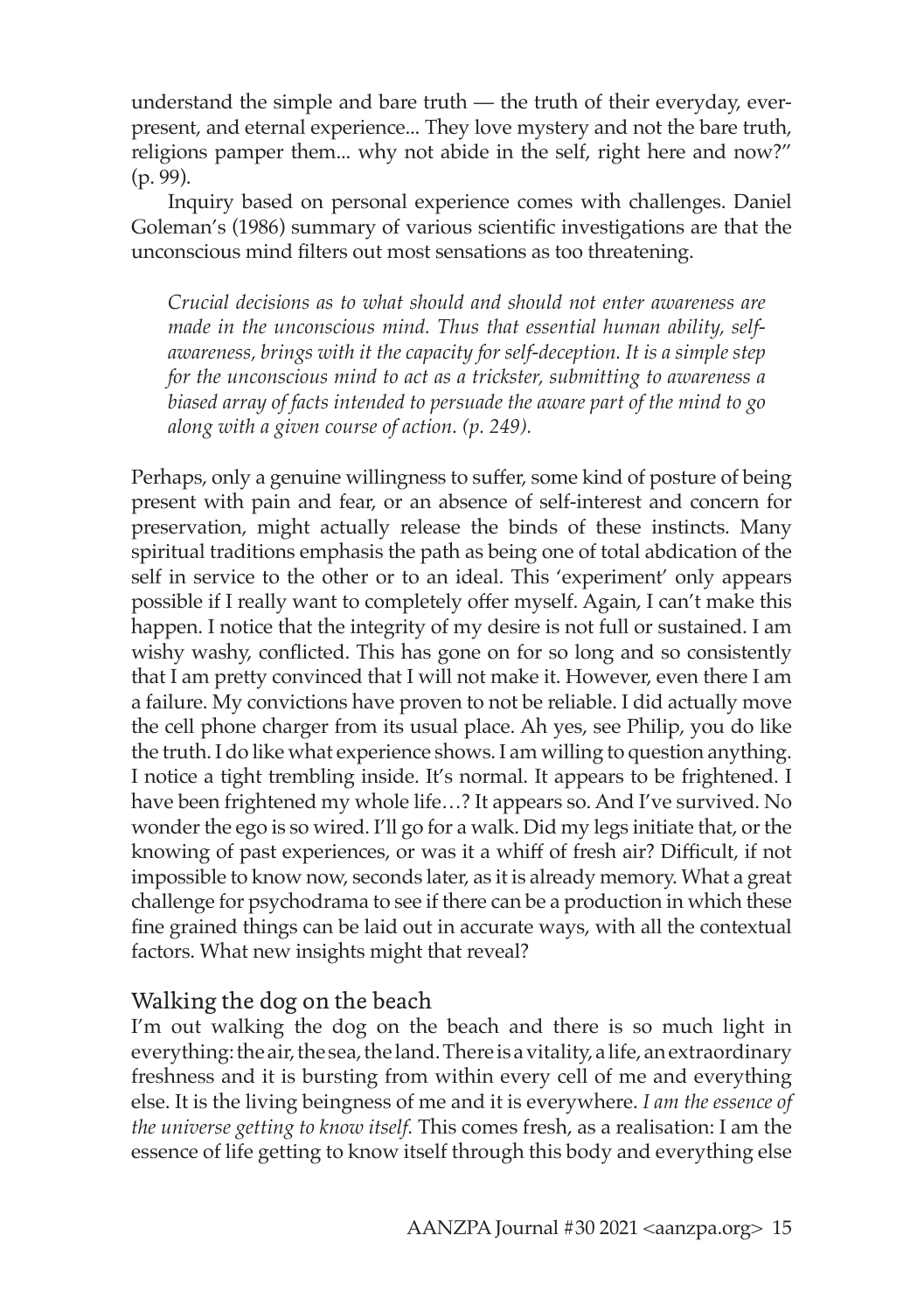understand the simple and bare truth — the truth of their everyday, ever-present, and eternal experience... They love mystery and not the bare truth, religions pamper them... why not abide in the self, right here and now?" (p. 99).

Inquiry based on personal experience comes with challenges. Daniel Goleman's (1986) summary of various scientific investigations are that the unconscious mind filters out most sensations as too threatening.

> *Crucial decisions as to what should and should not enter awareness are made in the unconscious mind. Thus that essential human ability, self-awareness, brings with it the capacity for self-deception. It is a simple step for the unconscious mind to act as a trickster, submitting to awareness a biased array of facts intended to persuade the aware part of the mind to go along with a given course of action. (p. 249).*

Perhaps, only a genuine willingness to suffer, some kind of posture of being present with pain and fear, or an absence of self-interest and concern for preservation, might actually release the binds of these instincts. Many spiritual traditions emphasis the path as being one of total abdication of the self in service to the other or to an ideal. This 'experiment' only appears possible if I really want to completely offer myself. Again, I can't make this happen. I notice that the integrity of my desire is not full or sustained. I am wishy washy, conflicted. This has gone on for so long and so consistently that I am pretty convinced that I will not make it. However, even there I am a failure. My convictions have proven to not be reliable. I did actually move the cell phone charger from its usual place. Ah yes, see Philip, you do like the truth. I do like what experience shows. I am willing to question anything. I notice a tight trembling inside. It's normal. It appears to be frightened. I have been frightened my whole life…? It appears so. And I've survived. No wonder the ego is so wired. I'll go for a walk. Did my legs initiate that, or the knowing of past experiences, or was it a whiff of fresh air? Difficult, if not impossible to know now, seconds later, as it is already memory. What a great challenge for psychodrama to see if there can be a production in which these fine grained things can be laid out in accurate ways, with all the contextual factors. What new insights might that reveal?

## Walking the dog on the beach

I'm out walking the dog on the beach and there is so much light in everything: the air, the sea, the land. There is a vitality, a life, an extraordinary freshness and it is bursting from within every cell of me and everything else. It is the living beingness of me and it is everywhere. *I am the essence of the universe getting to know itself.* This comes fresh, as a realisation: I am the essence of life getting to know itself through this body and everything else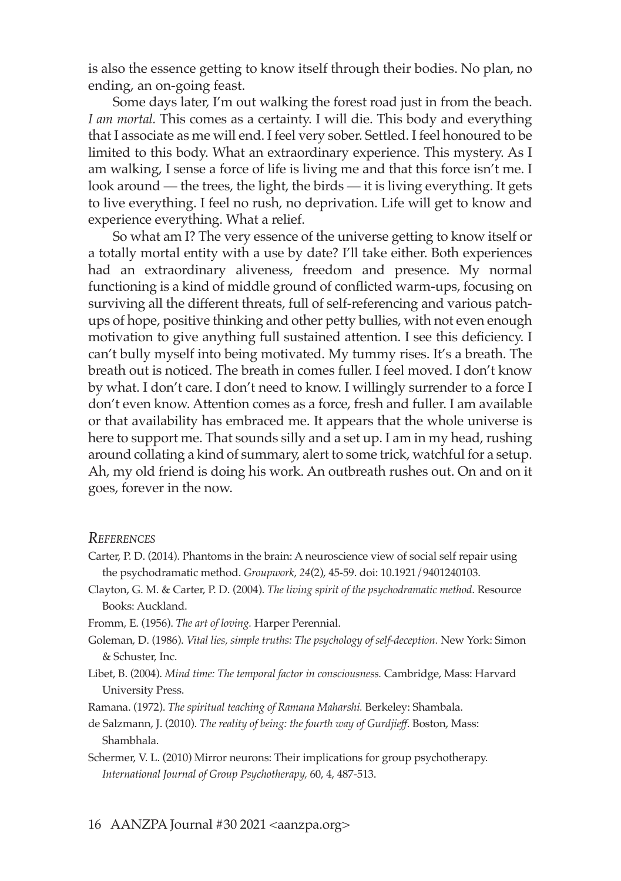is also the essence getting to know itself through their bodies. No plan, no ending, an on-going feast.

Some days later, I'm out walking the forest road just in from the beach. *I am mortal.* This comes as a certainty. I will die. This body and everything that I associate as me will end. I feel very sober. Settled. I feel honoured to be limited to this body. What an extraordinary experience. This mystery. As I am walking, I sense a force of life is living me and that this force isn't me. I look around — the trees, the light, the birds — it is living everything. It gets to live everything. I feel no rush, no deprivation. Life will get to know and experience everything. What a relief.

So what am I? The very essence of the universe getting to know itself or a totally mortal entity with a use by date? I'll take either. Both experiences had an extraordinary aliveness, freedom and presence. My normal functioning is a kind of middle ground of conflicted warm-ups, focusing on surviving all the different threats, full of self-referencing and various patch-ups of hope, positive thinking and other petty bullies, with not even enough motivation to give anything full sustained attention. I see this deficiency. I can't bully myself into being motivated. My tummy rises. It's a breath. The breath out is noticed. The breath in comes fuller. I feel moved. I don't know by what. I don't care. I don't need to know. I willingly surrender to a force I don't even know. Attention comes as a force, fresh and fuller. I am available or that availability has embraced me. It appears that the whole universe is here to support me. That sounds silly and a set up. I am in my head, rushing around collating a kind of summary, alert to some trick, watchful for a setup. Ah, my old friend is doing his work. An outbreath rushes out. On and on it goes, forever in the now.

## *References*

Carter, P. D. (2014). Phantoms in the brain: A neuroscience view of social self repair using the psychodramatic method. *Groupwork, 24*(2), 45-59. doi: 10.1921/9401240103.

Clayton, G. M. & Carter, P. D. (2004). *The living spirit of the psychodramatic method*. Resource Books: Auckland.

Fromm, E. (1956). *The art of loving.* Harper Perennial.

Goleman, D. (1986). *Vital lies, simple truths: The psychology of self-deception.* New York: Simon & Schuster, Inc.

Libet, B. (2004). *Mind time: The temporal factor in consciousness.* Cambridge, Mass: Harvard University Press.

Ramana. (1972). *The spiritual teaching of Ramana Maharshi.* Berkeley: Shambala.

de Salzmann, J. (2010). *The reality of being: the fourth way of Gurdjieff*. Boston, Mass: Shambhala.

Schermer, V. L. (2010) Mirror neurons: Their implications for group psychotherapy. *International Journal of Group Psychotherapy,* 60, 4, 487-513.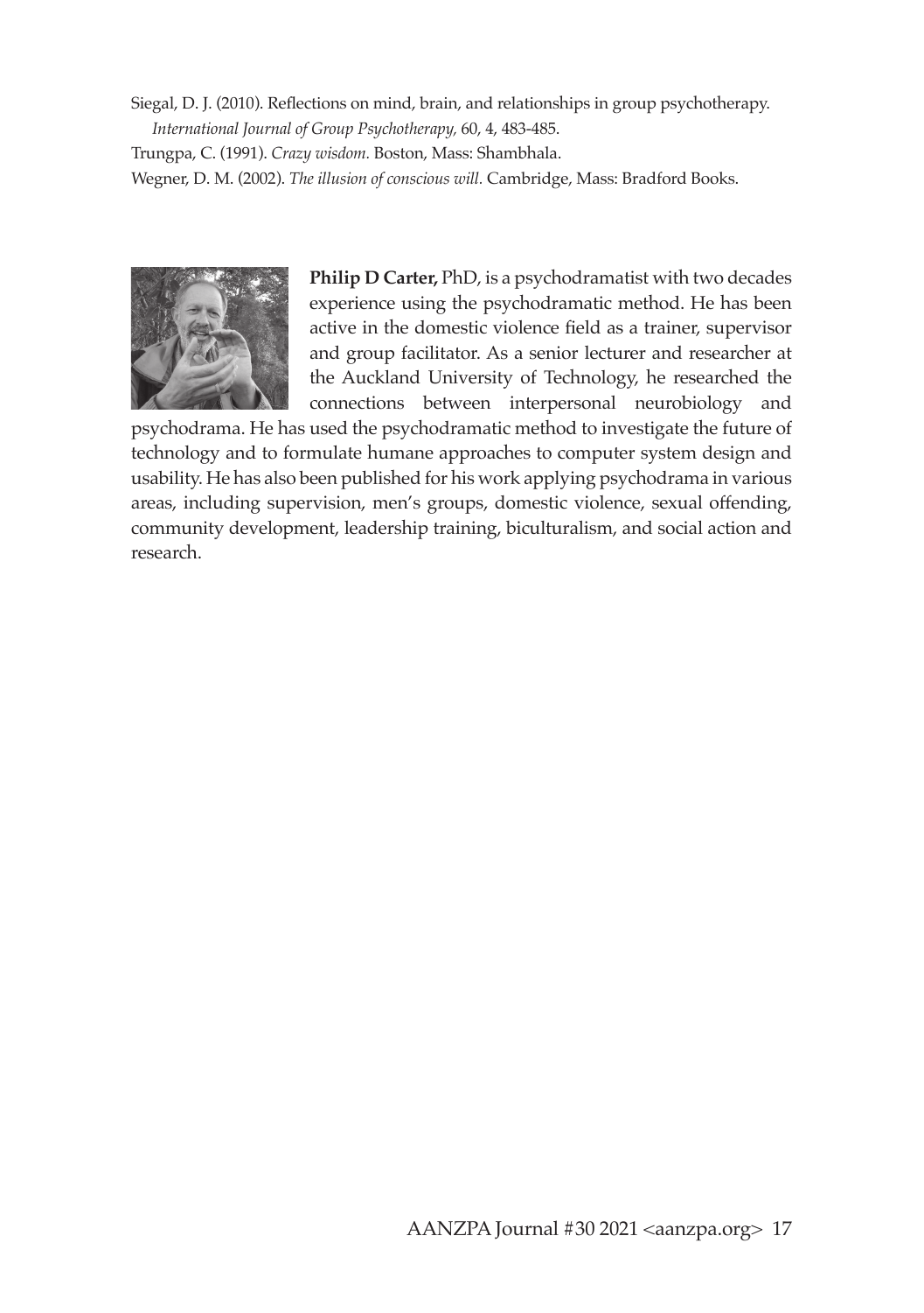Siegal, D. J. (2010). Reflections on mind, brain, and relationships in group psychotherapy. *International Journal of Group Psychotherapy,* 60, 4, 483-485.

Trungpa, C. (1991). *Crazy wisdom.* Boston, Mass: Shambhala.

Wegner, D. M. (2002). *The illusion of conscious will.* Cambridge, Mass: Bradford Books.

**Philip D Carter,** PhD, is a psychodramatist with two decades experience using the psychodramatic method. He has been active in the domestic violence field as a trainer, supervisor and group facilitator. As a senior lecturer and researcher at the Auckland University of Technology, he researched the connections between interpersonal neurobiology and psychodrama. He has used the psychodramatic method to investigate the future of technology and to formulate humane approaches to computer system design and usability. He has also been published for his work applying psychodrama in various areas, including supervision, men's groups, domestic violence, sexual offending, community development, leadership training, biculturalism, and social action and research.